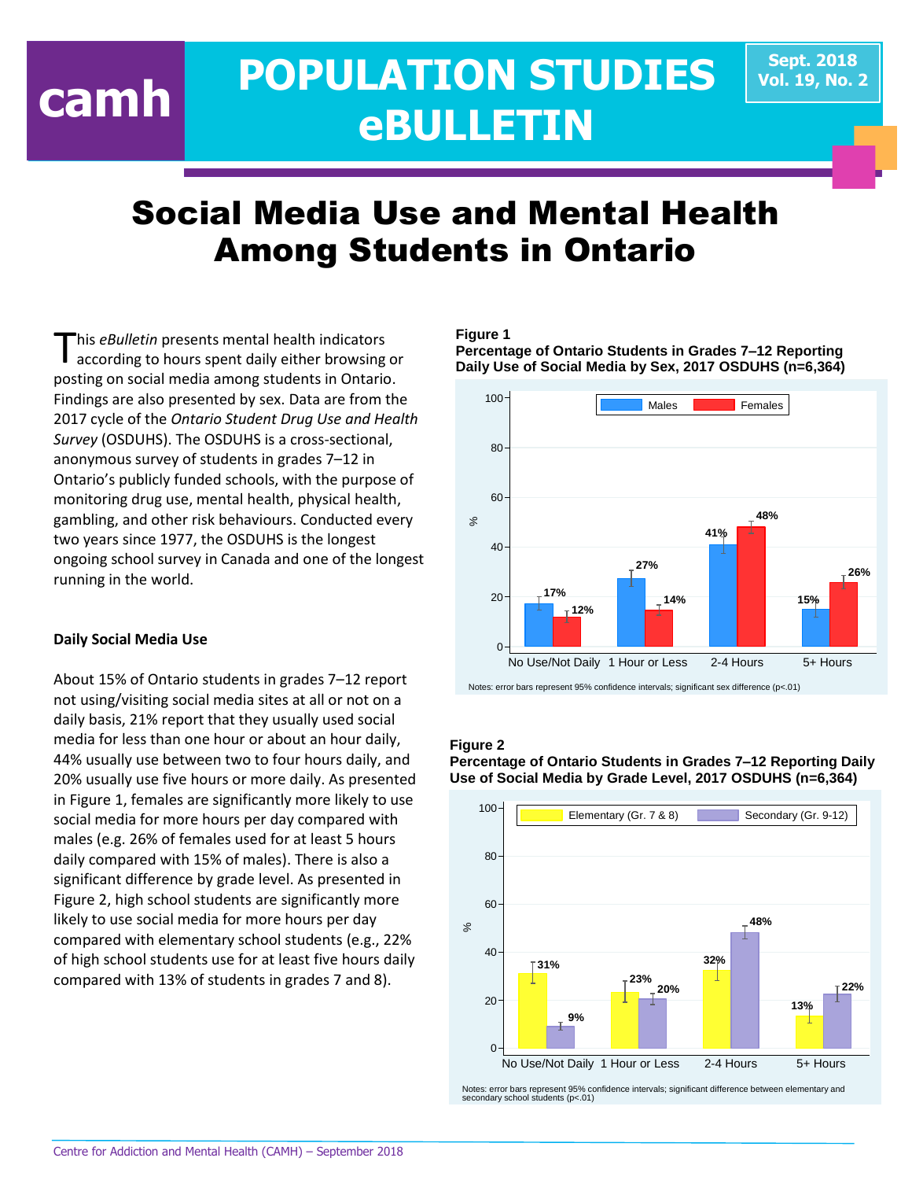# POPULATION STUDIES eBULLETIN

Sept. 2018
Vol. 19, No. 2

# Social Media Use and Mental Health Among Students in Ontario

This *eBulletin* presents mental health indicators according to hours spent daily either browsing or posting on social media among students in Ontario. Findings are also presented by sex. Data are from the 2017 cycle of the *Ontario Student Drug Use and Health Survey* (OSDUHS). The OSDUHS is a cross-sectional, anonymous survey of students in grades 7–12 in Ontario's publicly funded schools, with the purpose of monitoring drug use, mental health, physical health, gambling, and other risk behaviours. Conducted every two years since 1977, the OSDUHS is the longest ongoing school survey in Canada and one of the longest running in the world.

### Daily Social Media Use

About 15% of Ontario students in grades 7–12 report not using/visiting social media sites at all or not on a daily basis, 21% report that they usually used social media for less than one hour or about an hour daily, 44% usually use between two to four hours daily, and 20% usually use five hours or more daily. As presented in Figure 1, females are significantly more likely to use social media for more hours per day compared with males (e.g. 26% of females used for at least 5 hours daily compared with 15% of males). There is also a significant difference by grade level. As presented in Figure 2, high school students are significantly more likely to use social media for more hours per day compared with elementary school students (e.g., 22% of high school students use for at least five hours daily compared with 13% of students in grades 7 and 8).

**Figure 1**
**Percentage of Ontario Students in Grades 7–12 Reporting Daily Use of Social Media by Sex, 2017 OSDUHS (n=6,364)**

| | Males | Females |
|---|---|---|
| No Use/Not Daily | 17% | 12% |
| 1 Hour or Less | 27% | 14% |
| 2-4 Hours | 41% | 48% |
| 5+ Hours | 15% | 26% |

Notes: error bars represent 95% confidence intervals; significant sex difference (p<.01)

**Figure 2**
**Percentage of Ontario Students in Grades 7–12 Reporting Daily Use of Social Media by Grade Level, 2017 OSDUHS (n=6,364)**

| | Elementary (Gr. 7 & 8) | Secondary (Gr. 9-12) |
|---|---|---|
| No Use/Not Daily | 31% | 9% |
| 1 Hour or Less | 23% | 20% |
| 2-4 Hours | 32% | 48% |
| 5+ Hours | 13% | 22% |

Notes: error bars represent 95% confidence intervals; significant difference between elementary and secondary school students (p<.01)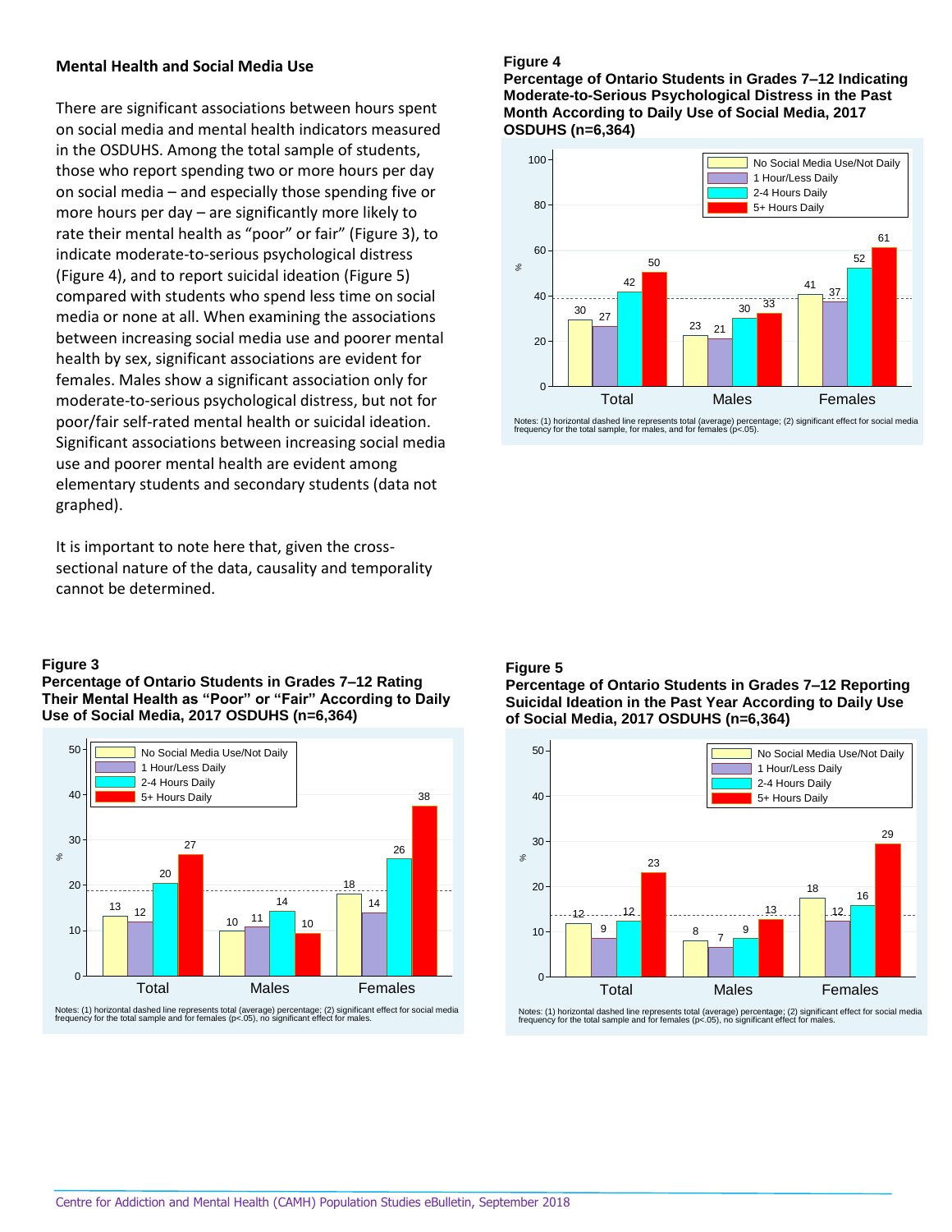## Mental Health and Social Media Use

There are significant associations between hours spent on social media and mental health indicators measured in the OSDUHS. Among the total sample of students, those who report spending two or more hours per day on social media – and especially those spending five or more hours per day – are significantly more likely to rate their mental health as "poor" or fair" (Figure 3), to indicate moderate-to-serious psychological distress (Figure 4), and to report suicidal ideation (Figure 5) compared with students who spend less time on social media or none at all. When examining the associations between increasing social media use and poorer mental health by sex, significant associations are evident for females. Males show a significant association only for moderate-to-serious psychological distress, but not for poor/fair self-rated mental health or suicidal ideation. Significant associations between increasing social media use and poorer mental health are evident among elementary students and secondary students (data not graphed).

It is important to note here that, given the cross-sectional nature of the data, causality and temporality cannot be determined.

**Figure 3**
**Percentage of Ontario Students in Grades 7–12 Rating Their Mental Health as "Poor" or "Fair" According to Daily Use of Social Media, 2017 OSDUHS (n=6,364)**

| % | Total | Males | Females |
|---|---|---|---|
| No Social Media Use/Not Daily | 13 | 10 | 18 |
| 1 Hour/Less Daily | 12 | 11 | 14 |
| 2-4 Hours Daily | 20 | 14 | 26 |
| 5+ Hours Daily | 27 | 10 | 38 |

Notes: (1) horizontal dashed line represents total (average) percentage; (2) significant effect for social media frequency for the total sample and for females (p<.05), no significant effect for males.

**Figure 4**
**Percentage of Ontario Students in Grades 7–12 Indicating Moderate-to-Serious Psychological Distress in the Past Month According to Daily Use of Social Media, 2017 OSDUHS (n=6,364)**

| % | Total | Males | Females |
|---|---|---|---|
| No Social Media Use/Not Daily | 30 | 23 | 41 |
| 1 Hour/Less Daily | 27 | 21 | 37 |
| 2-4 Hours Daily | 42 | 30 | 52 |
| 5+ Hours Daily | 50 | 33 | 61 |

Notes: (1) horizontal dashed line represents total (average) percentage; (2) significant effect for social media frequency for the total sample, for males, and for females (p<.05).

**Figure 5**
**Percentage of Ontario Students in Grades 7–12 Reporting Suicidal Ideation in the Past Year According to Daily Use of Social Media, 2017 OSDUHS (n=6,364)**

| % | Total | Males | Females |
|---|---|---|---|
| No Social Media Use/Not Daily | 12 | 8 | 18 |
| 1 Hour/Less Daily | 9 | 7 | 12 |
| 2-4 Hours Daily | 12 | 9 | 16 |
| 5+ Hours Daily | 23 | 13 | 29 |

Notes: (1) horizontal dashed line represents total (average) percentage; (2) significant effect for social media frequency for the total sample and for females (p<.05), no significant effect for males.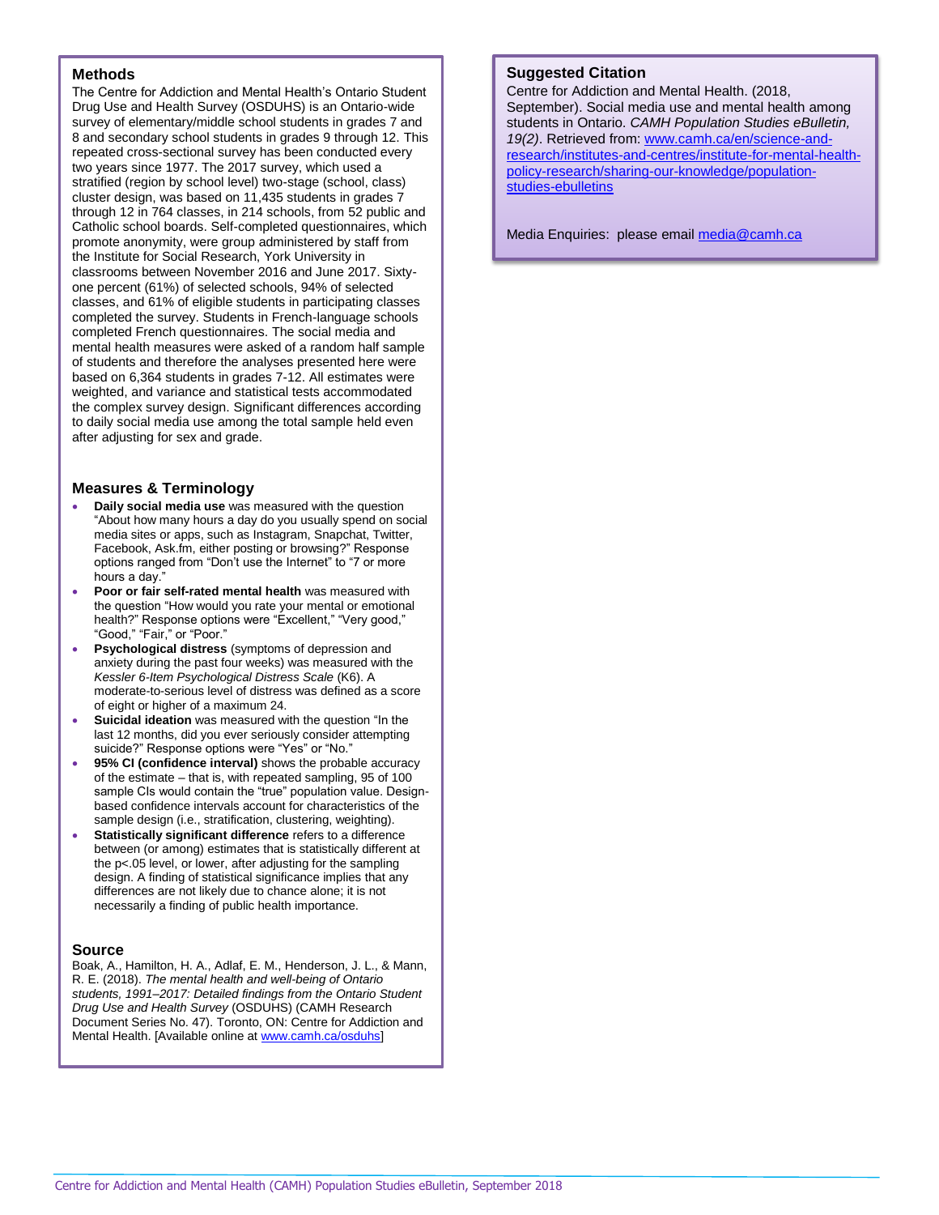## Methods

The Centre for Addiction and Mental Health's Ontario Student Drug Use and Health Survey (OSDUHS) is an Ontario-wide survey of elementary/middle school students in grades 7 and 8 and secondary school students in grades 9 through 12. This repeated cross-sectional survey has been conducted every two years since 1977. The 2017 survey, which used a stratified (region by school level) two-stage (school, class) cluster design, was based on 11,435 students in grades 7 through 12 in 764 classes, in 214 schools, from 52 public and Catholic school boards. Self-completed questionnaires, which promote anonymity, were group administered by staff from the Institute for Social Research, York University in classrooms between November 2016 and June 2017. Sixty-one percent (61%) of selected schools, 94% of selected classes, and 61% of eligible students in participating classes completed the survey. Students in French-language schools completed French questionnaires. The social media and mental health measures were asked of a random half sample of students and therefore the analyses presented here were based on 6,364 students in grades 7-12. All estimates were weighted, and variance and statistical tests accommodated the complex survey design. Significant differences according to daily social media use among the total sample held even after adjusting for sex and grade.

## Measures & Terminology

- **Daily social media use** was measured with the question "About how many hours a day do you usually spend on social media sites or apps, such as Instagram, Snapchat, Twitter, Facebook, Ask.fm, either posting or browsing?" Response options ranged from "Don't use the Internet" to "7 or more hours a day."
- **Poor or fair self-rated mental health** was measured with the question "How would you rate your mental or emotional health?" Response options were "Excellent," "Very good," "Good," "Fair," or "Poor."
- **Psychological distress** (symptoms of depression and anxiety during the past four weeks) was measured with the *Kessler 6-Item Psychological Distress Scale* (K6). A moderate-to-serious level of distress was defined as a score of eight or higher of a maximum 24.
- **Suicidal ideation** was measured with the question "In the last 12 months, did you ever seriously consider attempting suicide?" Response options were "Yes" or "No."
- **95% CI (confidence interval)** shows the probable accuracy of the estimate – that is, with repeated sampling, 95 of 100 sample CIs would contain the "true" population value. Design-based confidence intervals account for characteristics of the sample design (i.e., stratification, clustering, weighting).
- **Statistically significant difference** refers to a difference between (or among) estimates that is statistically different at the $p<.05$ level, or lower, after adjusting for the sampling design. A finding of statistical significance implies that any differences are not likely due to chance alone; it is not necessarily a finding of public health importance.

## Source

Boak, A., Hamilton, H. A., Adlaf, E. M., Henderson, J. L., & Mann, R. E. (2018). *The mental health and well-being of Ontario students, 1991–2017: Detailed findings from the Ontario Student Drug Use and Health Survey* (OSDUHS) (CAMH Research Document Series No. 47). Toronto, ON: Centre for Addiction and Mental Health. [Available online at www.camh.ca/osduhs]

## Suggested Citation

Centre for Addiction and Mental Health. (2018, September). Social media use and mental health among students in Ontario. *CAMH Population Studies eBulletin, 19(2)*. Retrieved from: www.camh.ca/en/science-and-research/institutes-and-centres/institute-for-mental-health-policy-research/sharing-our-knowledge/population-studies-ebulletins

Media Enquiries: please email media@camh.ca